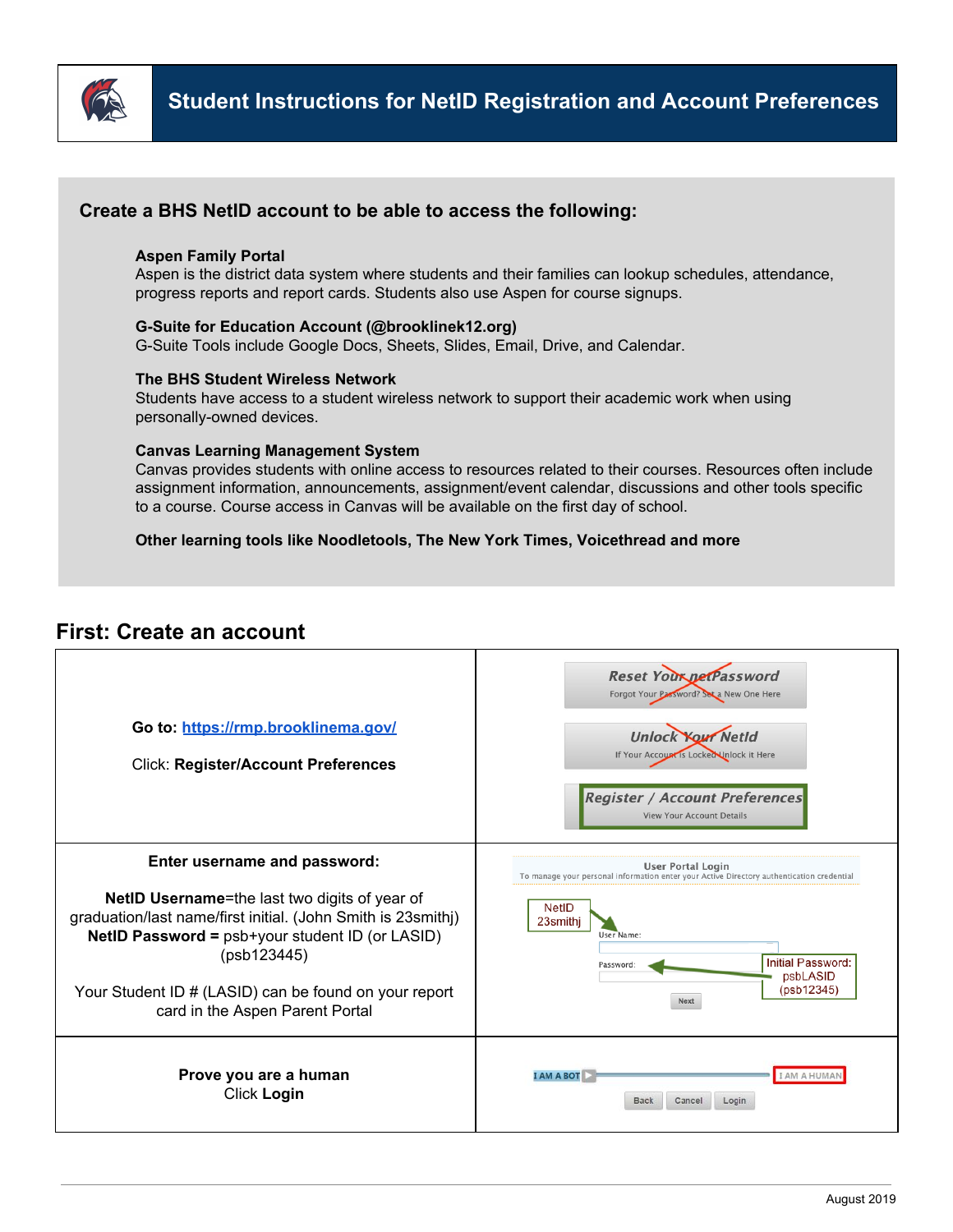# Student Instructions for NetID Registration and Account Preferences

## Create a BHS NetID account to be able to access the following:

**Aspen Family Portal**
Aspen is the district data system where students and their families can lookup schedules, attendance, progress reports and report cards. Students also use Aspen for course signups.

**G-Suite for Education Account (@brooklinek12.org)**
G-Suite Tools include Google Docs, Sheets, Slides, Email, Drive, and Calendar.

**The BHS Student Wireless Network**
Students have access to a student wireless network to support their academic work when using personally-owned devices.

**Canvas Learning Management System**
Canvas provides students with online access to resources related to their courses. Resources often include assignment information, announcements, assignment/event calendar, discussions and other tools specific to a course. Course access in Canvas will be available on the first day of school.

**Other learning tools like Noodletools, The New York Times, Voicethread and more**

## First: Create an account

| | |
|---|---|
| **Go to:** https://rmp.brooklinema.gov/<br><br>Click: **Register/Account Preferences** | Reset Your netPassword – Forgot Your Password? Set a New One Here<br>Unlock Your NetId – If Your Account is Locked Unlock it Here<br>**Register / Account Preferences** – View Your Account Details |
| **Enter username and password:**<br><br>**NetID Username**=the last two digits of year of graduation/last name/first initial. (John Smith is 23smithj)<br>**NetID Password =** psb+your student ID (or LASID) (psb123445)<br><br>Your Student ID # (LASID) can be found on your report card in the Aspen Parent Portal | User Portal Login<br>To manage your personal information enter your Active Directory authentication credential<br>NetID 23smithj → User Name:<br>Initial Password: psbLASID (psb12345) → Password:<br>Next |
| **Prove you are a human**<br>Click **Login** | I AM A BOT — I AM A HUMAN<br>Back  Cancel  Login |

August 2019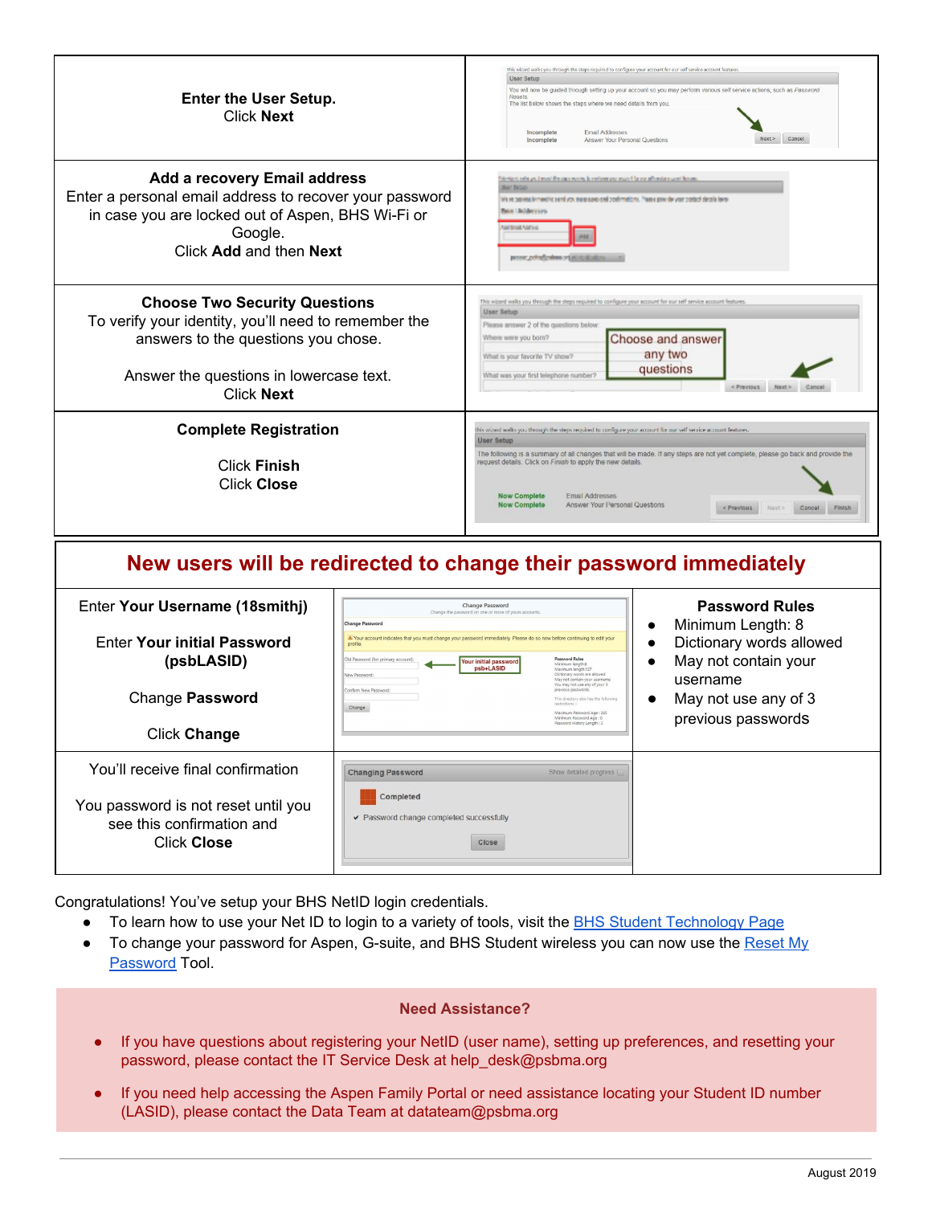| | |
|---|---|
| **Enter the User Setup.**<br>Click **Next** | |
| **Add a recovery Email address**<br>Enter a personal email address to recover your password in case you are locked out of Aspen, BHS Wi-Fi or Google.<br>Click **Add** and then **Next** | |
| **Choose Two Security Questions**<br>To verify your identity, you'll need to remember the answers to the questions you chose.<br><br>Answer the questions in lowercase text.<br>Click **Next** | |
| **Complete Registration**<br><br>Click **Finish**<br>Click **Close** | |

## New users will be redirected to change their password immediately

| | | |
|---|---|---|
| Enter **Your Username (18smithj)**<br><br>Enter **Your initial Password (psbLASID)**<br><br>**Change Password**<br><br>Click **Change** | | **Password Rules**<br>• Minimum Length: 8<br>• Dictionary words allowed<br>• May not contain your username<br>• May not use any of 3 previous passwords |
| You'll receive final confirmation<br><br>You password is not reset until you see this confirmation and<br>Click **Close** | | |

Congratulations! You've setup your BHS NetID login credentials.

- To learn how to use your Net ID to login to a variety of tools, visit the BHS Student Technology Page
- To change your password for Aspen, G-suite, and BHS Student wireless you can now use the Reset My Password Tool.

**Need Assistance?**

- If you have questions about registering your NetID (user name), setting up preferences, and resetting your password, please contact the IT Service Desk at help_desk@psbma.org
- If you need help accessing the Aspen Family Portal or need assistance locating your Student ID number (LASID), please contact the Data Team at datateam@psbma.org

August 2019